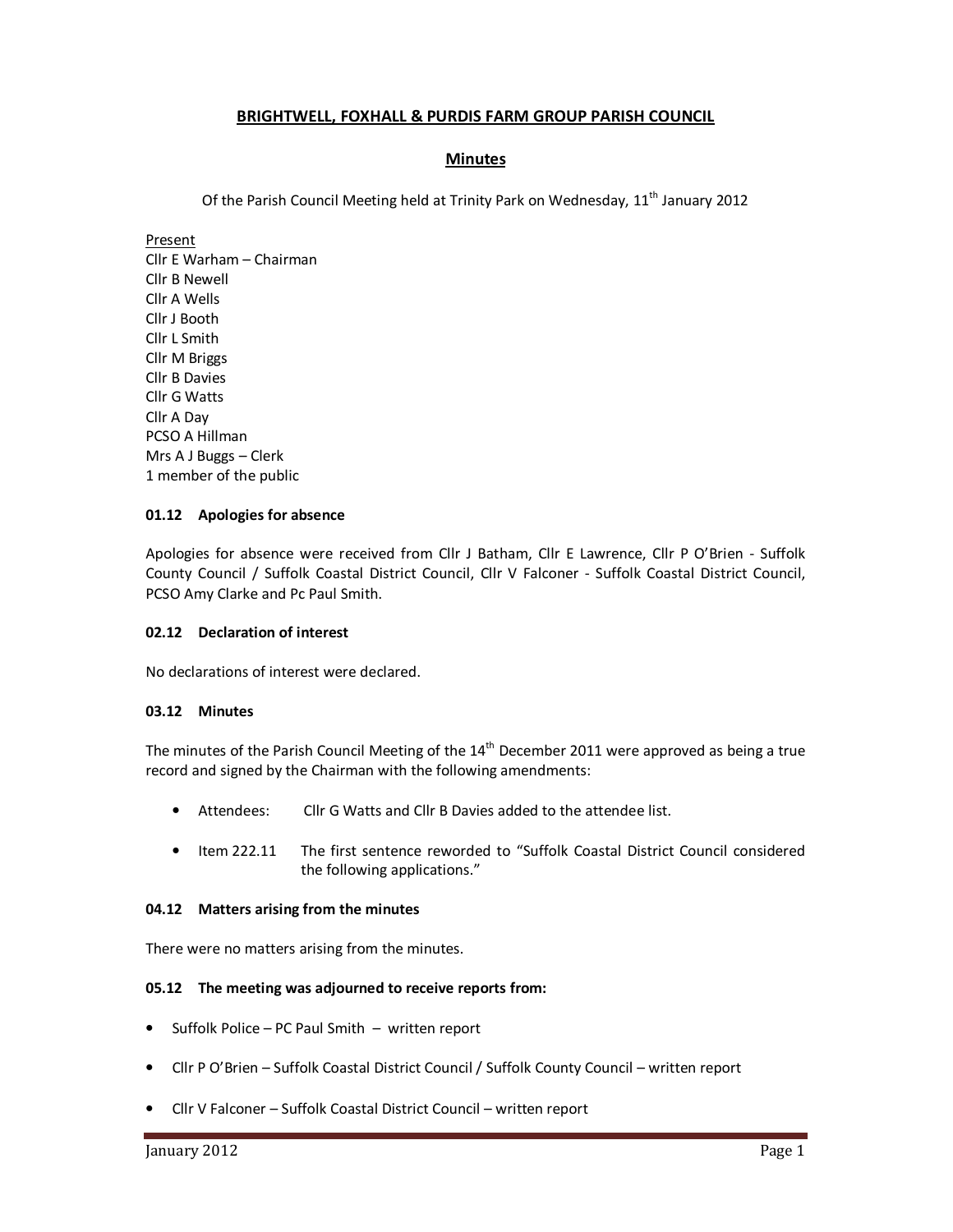# BRIGHTWELL, FOXHALL & PURDIS FARM GROUP PARISH COUNCIL

## Minutes

Of the Parish Council Meeting held at Trinity Park on Wednesday, 11th January 2012

Present
Cllr E Warham – Chairman
Cllr B Newell
Cllr A Wells
Cllr J Booth
Cllr L Smith
Cllr M Briggs
Cllr B Davies
Cllr G Watts
Cllr A Day
PCSO A Hillman
Mrs A J Buggs – Clerk
1 member of the public

### 01.12 Apologies for absence

Apologies for absence were received from Cllr J Batham, Cllr E Lawrence, Cllr P O'Brien - Suffolk County Council / Suffolk Coastal District Council, Cllr V Falconer - Suffolk Coastal District Council, PCSO Amy Clarke and Pc Paul Smith.

### 02.12 Declaration of interest

No declarations of interest were declared.

### 03.12 Minutes

The minutes of the Parish Council Meeting of the 14th December 2011 were approved as being a true record and signed by the Chairman with the following amendments:

- Attendees: Cllr G Watts and Cllr B Davies added to the attendee list.
- Item 222.11 The first sentence reworded to "Suffolk Coastal District Council considered the following applications."

### 04.12 Matters arising from the minutes

There were no matters arising from the minutes.

### 05.12 The meeting was adjourned to receive reports from:

- Suffolk Police – PC Paul Smith – written report
- Cllr P O'Brien – Suffolk Coastal District Council / Suffolk County Council – written report
- Cllr V Falconer – Suffolk Coastal District Council – written report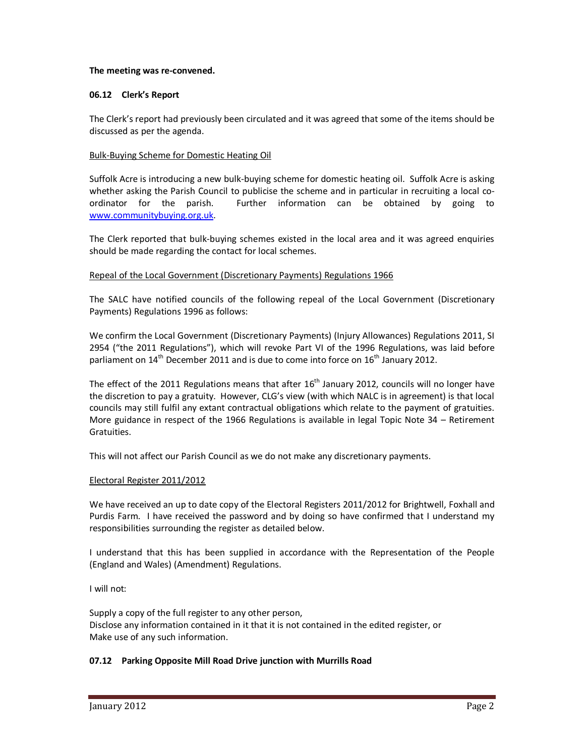**The meeting was re-convened.**

**06.12 Clerk's Report**

The Clerk's report had previously been circulated and it was agreed that some of the items should be discussed as per the agenda.

Bulk-Buying Scheme for Domestic Heating Oil

Suffolk Acre is introducing a new bulk-buying scheme for domestic heating oil. Suffolk Acre is asking whether asking the Parish Council to publicise the scheme and in particular in recruiting a local co-ordinator for the parish. Further information can be obtained by going to www.communitybuying.org.uk.

The Clerk reported that bulk-buying schemes existed in the local area and it was agreed enquiries should be made regarding the contact for local schemes.

Repeal of the Local Government (Discretionary Payments) Regulations 1966

The SALC have notified councils of the following repeal of the Local Government (Discretionary Payments) Regulations 1996 as follows:

We confirm the Local Government (Discretionary Payments) (Injury Allowances) Regulations 2011, SI 2954 ("the 2011 Regulations"), which will revoke Part VI of the 1996 Regulations, was laid before parliament on 14th December 2011 and is due to come into force on 16th January 2012.

The effect of the 2011 Regulations means that after 16th January 2012, councils will no longer have the discretion to pay a gratuity. However, CLG's view (with which NALC is in agreement) is that local councils may still fulfil any extant contractual obligations which relate to the payment of gratuities. More guidance in respect of the 1966 Regulations is available in legal Topic Note 34 – Retirement Gratuities.

This will not affect our Parish Council as we do not make any discretionary payments.

Electoral Register 2011/2012

We have received an up to date copy of the Electoral Registers 2011/2012 for Brightwell, Foxhall and Purdis Farm. I have received the password and by doing so have confirmed that I understand my responsibilities surrounding the register as detailed below.

I understand that this has been supplied in accordance with the Representation of the People (England and Wales) (Amendment) Regulations.

I will not:

Supply a copy of the full register to any other person,
Disclose any information contained in it that it is not contained in the edited register, or
Make use of any such information.

**07.12 Parking Opposite Mill Road Drive junction with Murrills Road**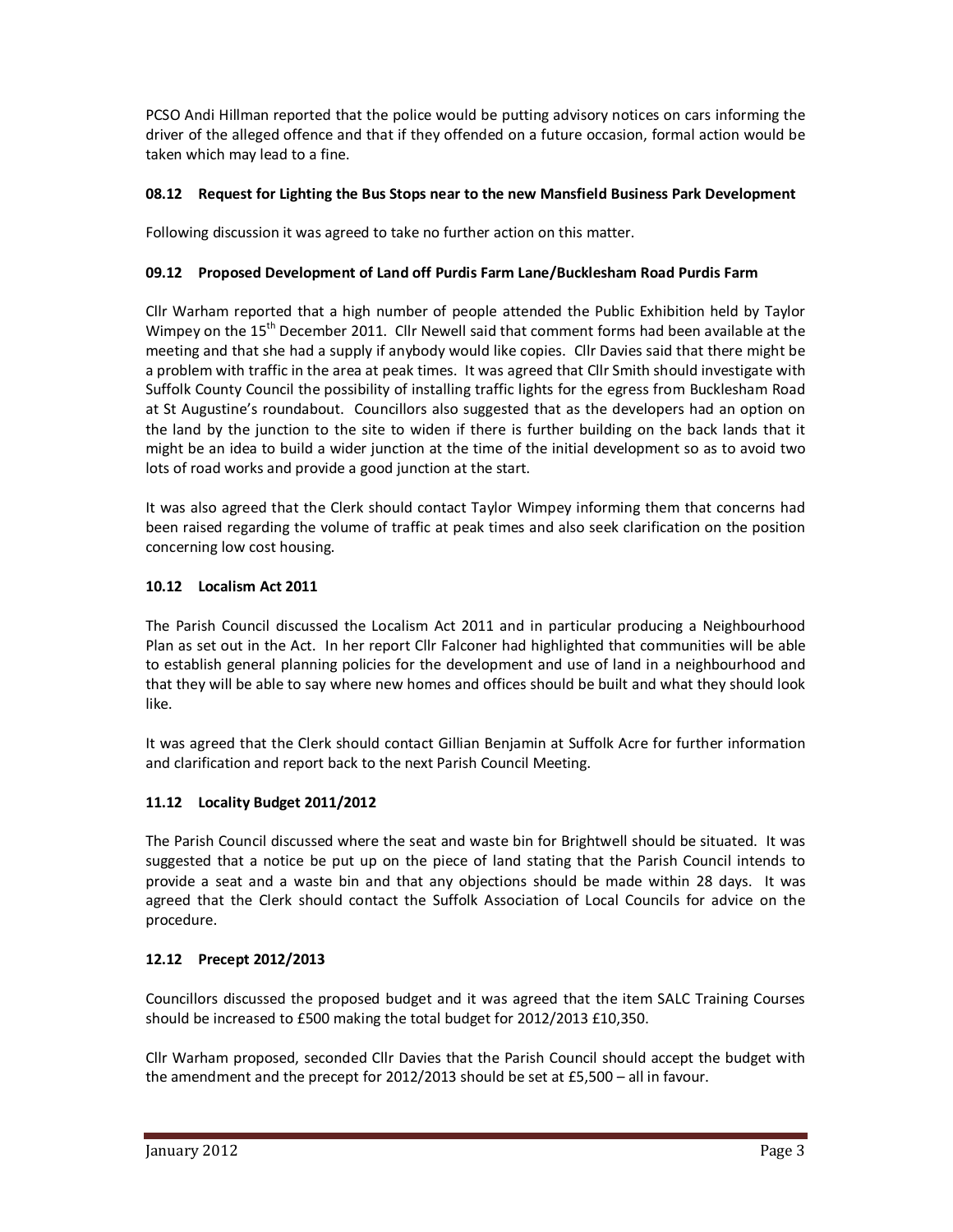PCSO Andi Hillman reported that the police would be putting advisory notices on cars informing the driver of the alleged offence and that if they offended on a future occasion, formal action would be taken which may lead to a fine.

### 08.12 Request for Lighting the Bus Stops near to the new Mansfield Business Park Development

Following discussion it was agreed to take no further action on this matter.

### 09.12 Proposed Development of Land off Purdis Farm Lane/Bucklesham Road Purdis Farm

Cllr Warham reported that a high number of people attended the Public Exhibition held by Taylor Wimpey on the 15th December 2011. Cllr Newell said that comment forms had been available at the meeting and that she had a supply if anybody would like copies. Cllr Davies said that there might be a problem with traffic in the area at peak times. It was agreed that Cllr Smith should investigate with Suffolk County Council the possibility of installing traffic lights for the egress from Bucklesham Road at St Augustine's roundabout. Councillors also suggested that as the developers had an option on the land by the junction to the site to widen if there is further building on the back lands that it might be an idea to build a wider junction at the time of the initial development so as to avoid two lots of road works and provide a good junction at the start.

It was also agreed that the Clerk should contact Taylor Wimpey informing them that concerns had been raised regarding the volume of traffic at peak times and also seek clarification on the position concerning low cost housing.

### 10.12 Localism Act 2011

The Parish Council discussed the Localism Act 2011 and in particular producing a Neighbourhood Plan as set out in the Act. In her report Cllr Falconer had highlighted that communities will be able to establish general planning policies for the development and use of land in a neighbourhood and that they will be able to say where new homes and offices should be built and what they should look like.

It was agreed that the Clerk should contact Gillian Benjamin at Suffolk Acre for further information and clarification and report back to the next Parish Council Meeting.

### 11.12 Locality Budget 2011/2012

The Parish Council discussed where the seat and waste bin for Brightwell should be situated. It was suggested that a notice be put up on the piece of land stating that the Parish Council intends to provide a seat and a waste bin and that any objections should be made within 28 days. It was agreed that the Clerk should contact the Suffolk Association of Local Councils for advice on the procedure.

### 12.12 Precept 2012/2013

Councillors discussed the proposed budget and it was agreed that the item SALC Training Courses should be increased to £500 making the total budget for 2012/2013 £10,350.

Cllr Warham proposed, seconded Cllr Davies that the Parish Council should accept the budget with the amendment and the precept for 2012/2013 should be set at £5,500 – all in favour.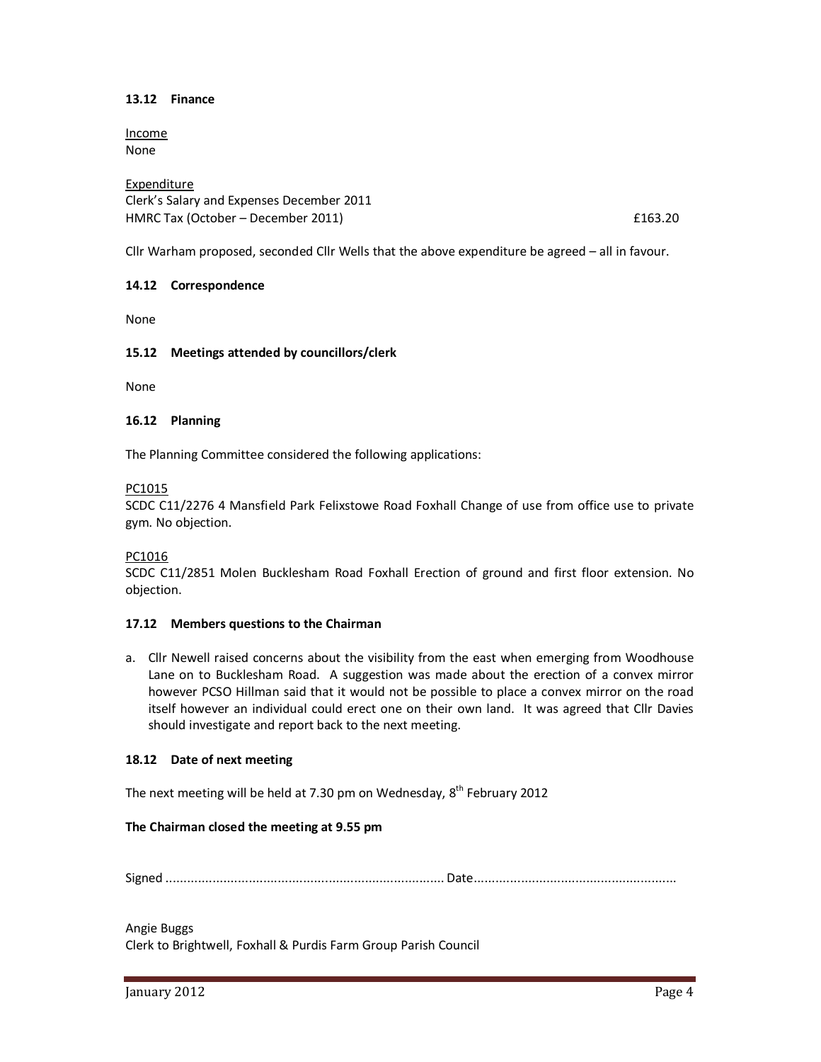**13.12 Finance**

Income
None

Expenditure
Clerk's Salary and Expenses December 2011
HMRC Tax (October – December 2011) £163.20

Cllr Warham proposed, seconded Cllr Wells that the above expenditure be agreed – all in favour.

**14.12 Correspondence**

None

**15.12 Meetings attended by councillors/clerk**

None

**16.12 Planning**

The Planning Committee considered the following applications:

PC1015
SCDC C11/2276 4 Mansfield Park Felixstowe Road Foxhall Change of use from office use to private gym. No objection.

PC1016
SCDC C11/2851 Molen Bucklesham Road Foxhall Erection of ground and first floor extension. No objection.

**17.12 Members questions to the Chairman**

a. Cllr Newell raised concerns about the visibility from the east when emerging from Woodhouse Lane on to Bucklesham Road. A suggestion was made about the erection of a convex mirror however PCSO Hillman said that it would not be possible to place a convex mirror on the road itself however an individual could erect one on their own land. It was agreed that Cllr Davies should investigate and report back to the next meeting.

**18.12 Date of next meeting**

The next meeting will be held at 7.30 pm on Wednesday, 8th February 2012

**The Chairman closed the meeting at 9.55 pm**

Signed ............................................................................ Date........................................................

Angie Buggs
Clerk to Brightwell, Foxhall & Purdis Farm Group Parish Council